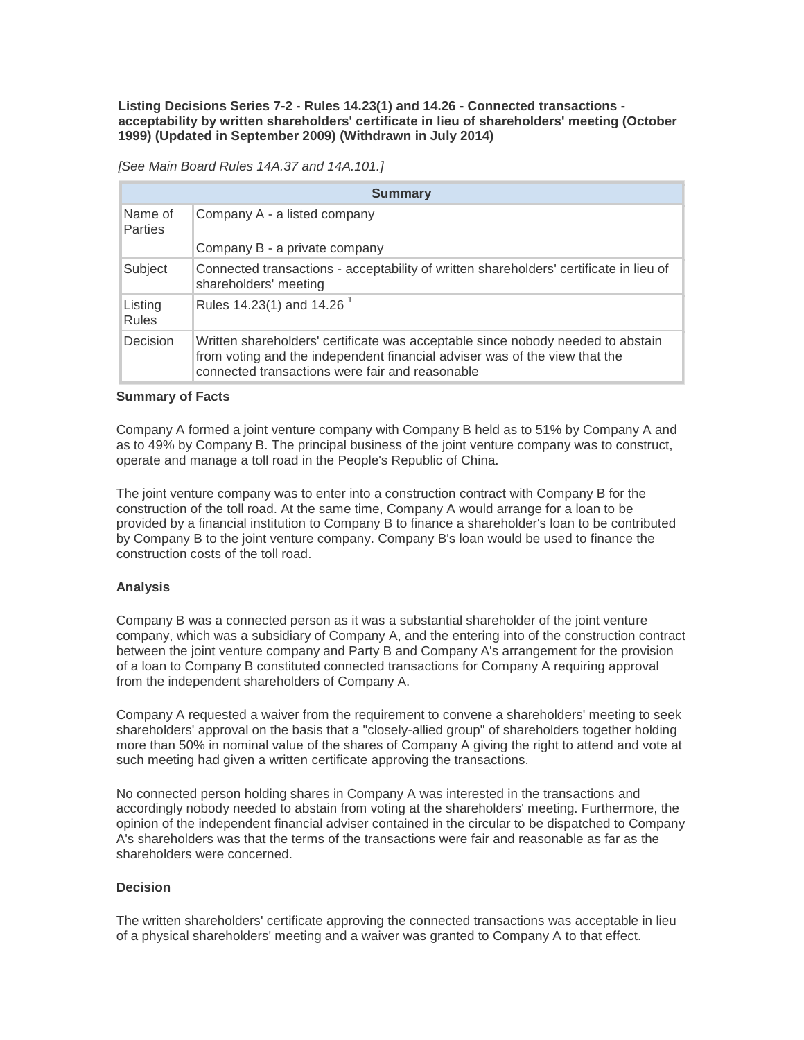**Listing Decisions Series 7-2 - Rules 14.23(1) and 14.26 - Connected transactions - acceptability by written shareholders' certificate in lieu of shareholders' meeting (October 1999) (Updated in September 2009) (Withdrawn in July 2014)**

*[See Main Board Rules 14A.37 and 14A.101.]*

| Summary | |
|---|---|
| Name of Parties | Company A - a listed company<br><br>Company B - a private company |
| Subject | Connected transactions - acceptability of written shareholders' certificate in lieu of shareholders' meeting |
| Listing Rules | Rules 14.23(1) and 14.26 [1] |
| Decision | Written shareholders' certificate was acceptable since nobody needed to abstain from voting and the independent financial adviser was of the view that the connected transactions were fair and reasonable |

**Summary of Facts**

Company A formed a joint venture company with Company B held as to 51% by Company A and as to 49% by Company B. The principal business of the joint venture company was to construct, operate and manage a toll road in the People's Republic of China.

The joint venture company was to enter into a construction contract with Company B for the construction of the toll road. At the same time, Company A would arrange for a loan to be provided by a financial institution to Company B to finance a shareholder's loan to be contributed by Company B to the joint venture company. Company B's loan would be used to finance the construction costs of the toll road.

**Analysis**

Company B was a connected person as it was a substantial shareholder of the joint venture company, which was a subsidiary of Company A, and the entering into of the construction contract between the joint venture company and Party B and Company A's arrangement for the provision of a loan to Company B constituted connected transactions for Company A requiring approval from the independent shareholders of Company A.

Company A requested a waiver from the requirement to convene a shareholders' meeting to seek shareholders' approval on the basis that a "closely-allied group" of shareholders together holding more than 50% in nominal value of the shares of Company A giving the right to attend and vote at such meeting had given a written certificate approving the transactions.

No connected person holding shares in Company A was interested in the transactions and accordingly nobody needed to abstain from voting at the shareholders' meeting. Furthermore, the opinion of the independent financial adviser contained in the circular to be dispatched to Company A's shareholders was that the terms of the transactions were fair and reasonable as far as the shareholders were concerned.

**Decision**

The written shareholders' certificate approving the connected transactions was acceptable in lieu of a physical shareholders' meeting and a waiver was granted to Company A to that effect.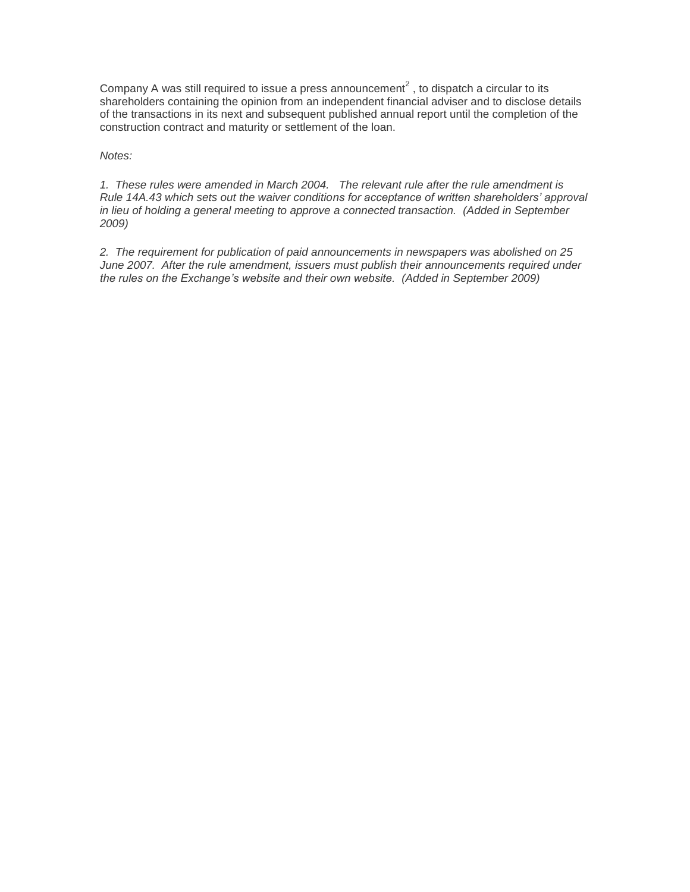Company A was still required to issue a press announcement[2] , to dispatch a circular to its shareholders containing the opinion from an independent financial adviser and to disclose details of the transactions in its next and subsequent published annual report until the completion of the construction contract and maturity or settlement of the loan.

*Notes:*

*1. These rules were amended in March 2004. The relevant rule after the rule amendment is Rule 14A.43 which sets out the waiver conditions for acceptance of written shareholders' approval in lieu of holding a general meeting to approve a connected transaction. (Added in September 2009)*

*2. The requirement for publication of paid announcements in newspapers was abolished on 25 June 2007. After the rule amendment, issuers must publish their announcements required under the rules on the Exchange's website and their own website. (Added in September 2009)*